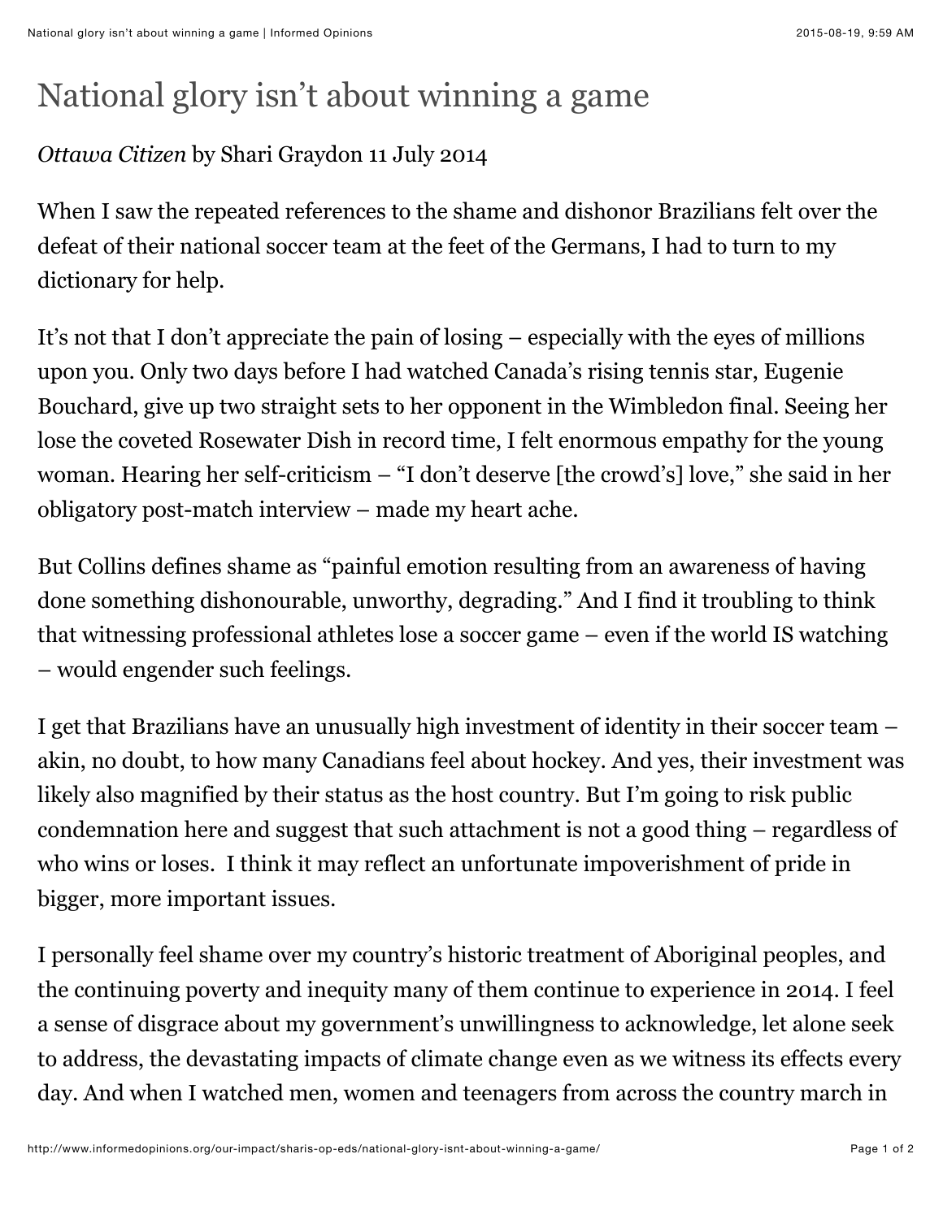# National glory isn't about winning a game

*Ottawa Citizen* by Shari Graydon 11 July 2014

When I saw the repeated references to the shame and dishonor Brazilians felt over the defeat of their national soccer team at the feet of the Germans, I had to turn to my dictionary for help.

It's not that I don't appreciate the pain of losing – especially with the eyes of millions upon you. Only two days before I had watched Canada's rising tennis star, Eugenie Bouchard, give up two straight sets to her opponent in the Wimbledon final. Seeing her lose the coveted Rosewater Dish in record time, I felt enormous empathy for the young woman. Hearing her self-criticism – "I don't deserve [the crowd's] love," she said in her obligatory post-match interview – made my heart ache.

But Collins defines shame as "painful emotion resulting from an awareness of having done something dishonourable, unworthy, degrading." And I find it troubling to think that witnessing professional athletes lose a soccer game – even if the world IS watching – would engender such feelings.

I get that Brazilians have an unusually high investment of identity in their soccer team – akin, no doubt, to how many Canadians feel about hockey. And yes, their investment was likely also magnified by their status as the host country. But I'm going to risk public condemnation here and suggest that such attachment is not a good thing – regardless of who wins or loses. I think it may reflect an unfortunate impoverishment of pride in bigger, more important issues.

I personally feel shame over my country's historic treatment of Aboriginal peoples, and the continuing poverty and inequity many of them continue to experience in 2014. I feel a sense of disgrace about my government's unwillingness to acknowledge, let alone seek to address, the devastating impacts of climate change even as we witness its effects every day. And when I watched men, women and teenagers from across the country march in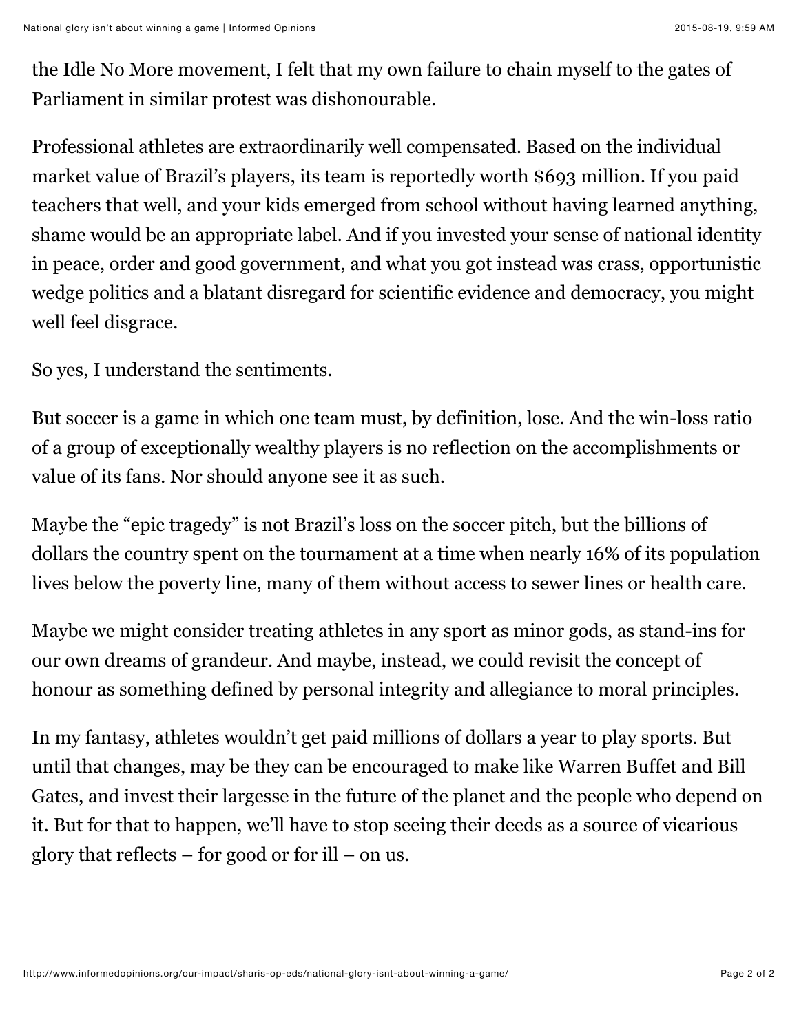the Idle No More movement, I felt that my own failure to chain myself to the gates of Parliament in similar protest was dishonourable.

Professional athletes are extraordinarily well compensated. Based on the individual market value of Brazil's players, its team is reportedly worth $693 million. If you paid teachers that well, and your kids emerged from school without having learned anything, shame would be an appropriate label. And if you invested your sense of national identity in peace, order and good government, and what you got instead was crass, opportunistic wedge politics and a blatant disregard for scientific evidence and democracy, you might well feel disgrace.

So yes, I understand the sentiments.

But soccer is a game in which one team must, by definition, lose. And the win-loss ratio of a group of exceptionally wealthy players is no reflection on the accomplishments or value of its fans. Nor should anyone see it as such.

Maybe the "epic tragedy" is not Brazil's loss on the soccer pitch, but the billions of dollars the country spent on the tournament at a time when nearly 16% of its population lives below the poverty line, many of them without access to sewer lines or health care.

Maybe we might consider treating athletes in any sport as minor gods, as stand-ins for our own dreams of grandeur. And maybe, instead, we could revisit the concept of honour as something defined by personal integrity and allegiance to moral principles.

In my fantasy, athletes wouldn't get paid millions of dollars a year to play sports. But until that changes, may be they can be encouraged to make like Warren Buffet and Bill Gates, and invest their largesse in the future of the planet and the people who depend on it. But for that to happen, we'll have to stop seeing their deeds as a source of vicarious glory that reflects – for good or for ill – on us.